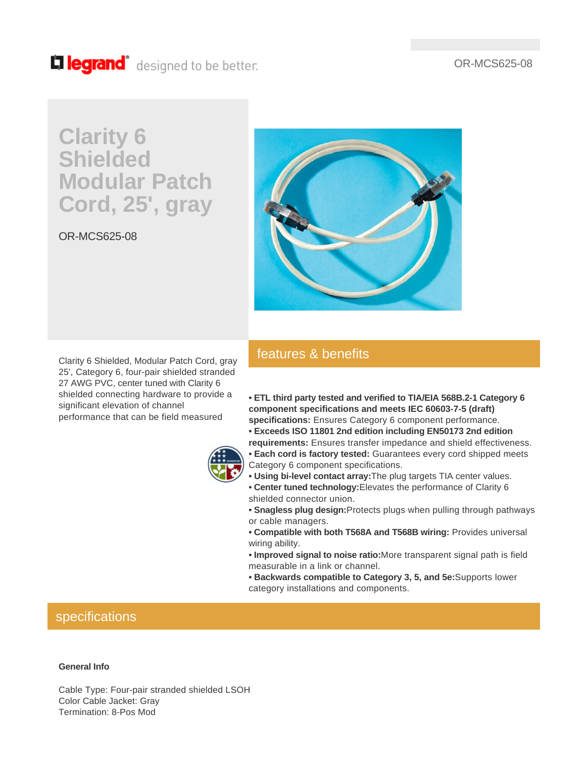legrand® designed to be better.

OR-MCS625-08

# Clarity 6 Shielded Modular Patch Cord, 25', gray

OR-MCS625-08

Clarity 6 Shielded, Modular Patch Cord, gray 25', Category 6, four-pair shielded stranded 27 AWG PVC, center tuned with Clarity 6 shielded connecting hardware to provide a significant elevation of channel performance that can be field measured

## features & benefits

- **ETL third party tested and verified to TIA/EIA 568B.2-1 Category 6 component specifications and meets IEC 60603-7-5 (draft) specifications:** Ensures Category 6 component performance.
- **Exceeds ISO 11801 2nd edition including EN50173 2nd edition requirements:** Ensures transfer impedance and shield effectiveness.
- **Each cord is factory tested:** Guarantees every cord shipped meets Category 6 component specifications.
- **Using bi-level contact array:**The plug targets TIA center values.
- **Center tuned technology:**Elevates the performance of Clarity 6 shielded connector union.
- **Snagless plug design:**Protects plugs when pulling through pathways or cable managers.
- **Compatible with both T568A and T568B wiring:** Provides universal wiring ability.
- **Improved signal to noise ratio:**More transparent signal path is field measurable in a link or channel.
- **Backwards compatible to Category 3, 5, and 5e:**Supports lower category installations and components.

## specifications

**General Info**

Cable Type: Four-pair stranded shielded LSOH
Color Cable Jacket: Gray
Termination: 8-Pos Mod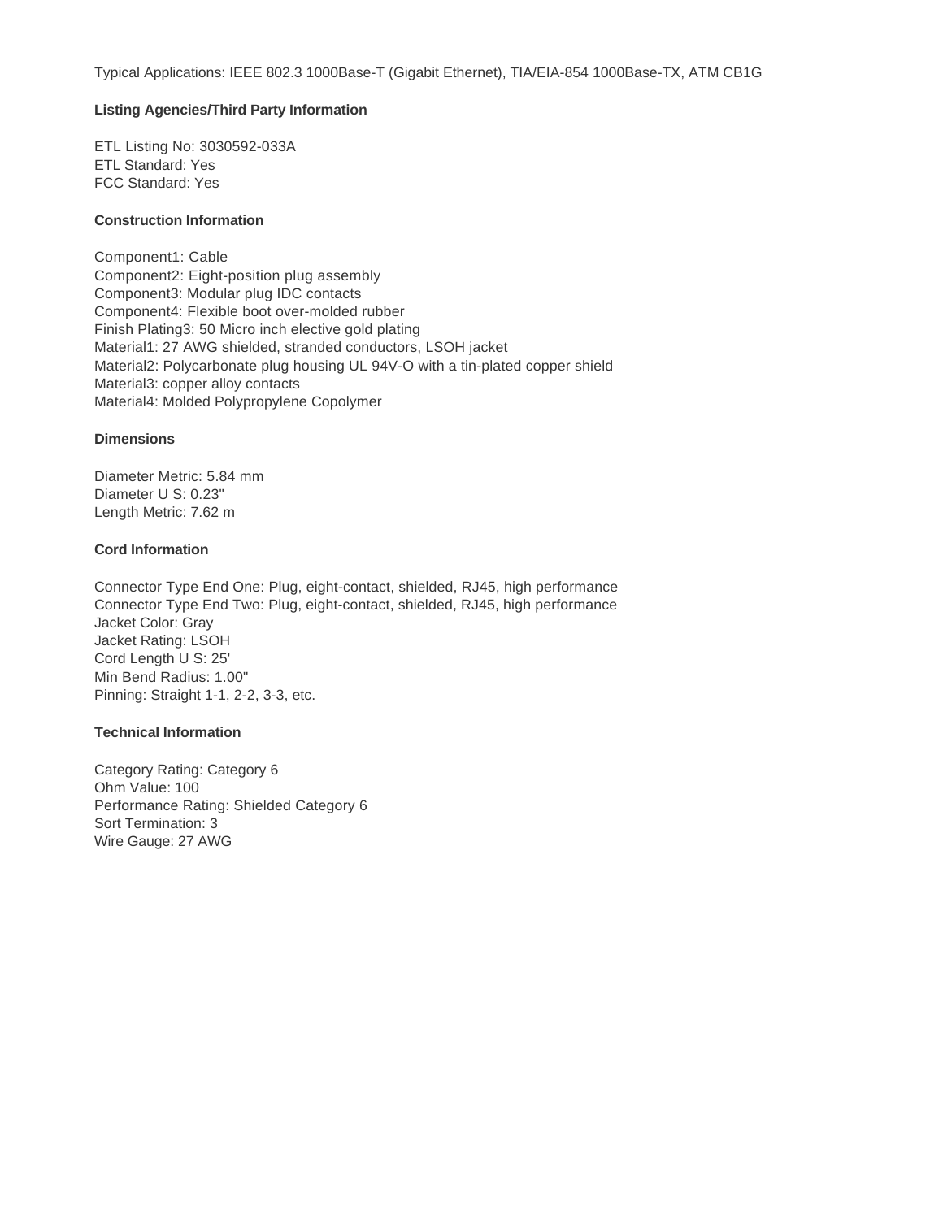Typical Applications: IEEE 802.3 1000Base-T (Gigabit Ethernet), TIA/EIA-854 1000Base-TX, ATM CB1G

**Listing Agencies/Third Party Information**

ETL Listing No: 3030592-033A
ETL Standard: Yes
FCC Standard: Yes

**Construction Information**

Component1: Cable
Component2: Eight-position plug assembly
Component3: Modular plug IDC contacts
Component4: Flexible boot over-molded rubber
Finish Plating3: 50 Micro inch elective gold plating
Material1: 27 AWG shielded, stranded conductors, LSOH jacket
Material2: Polycarbonate plug housing UL 94V-O with a tin-plated copper shield
Material3: copper alloy contacts
Material4: Molded Polypropylene Copolymer

**Dimensions**

Diameter Metric: 5.84 mm
Diameter U S: 0.23"
Length Metric: 7.62 m

**Cord Information**

Connector Type End One: Plug, eight-contact, shielded, RJ45, high performance
Connector Type End Two: Plug, eight-contact, shielded, RJ45, high performance
Jacket Color: Gray
Jacket Rating: LSOH
Cord Length U S: 25'
Min Bend Radius: 1.00"
Pinning: Straight 1-1, 2-2, 3-3, etc.

**Technical Information**

Category Rating: Category 6
Ohm Value: 100
Performance Rating: Shielded Category 6
Sort Termination: 3
Wire Gauge: 27 AWG